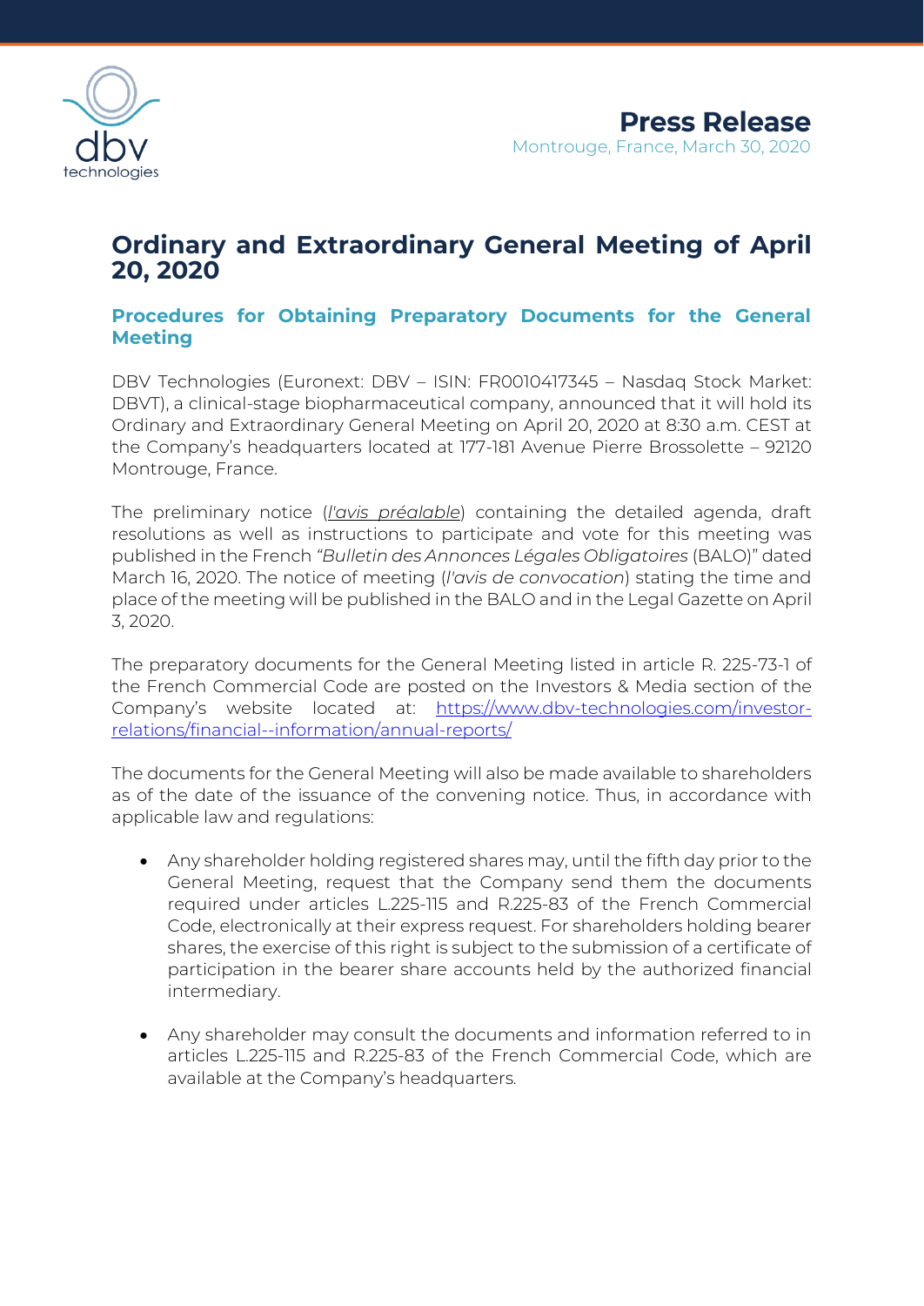**Press Release**

Montrouge, France, March 30, 2020

# Ordinary and Extraordinary General Meeting of April 20, 2020

## Procedures for Obtaining Preparatory Documents for the General Meeting

DBV Technologies (Euronext: DBV – ISIN: FR0010417345 – Nasdaq Stock Market: DBVT), a clinical-stage biopharmaceutical company, announced that it will hold its Ordinary and Extraordinary General Meeting on April 20, 2020 at 8:30 a.m. CEST at the Company's headquarters located at 177-181 Avenue Pierre Brossolette – 92120 Montrouge, France.

The preliminary notice (*l'avis préalable*) containing the detailed agenda, draft resolutions as well as instructions to participate and vote for this meeting was published in the French "*Bulletin des Annonces Légales Obligatoires* (BALO)" dated March 16, 2020. The notice of meeting (*l'avis de convocation*) stating the time and place of the meeting will be published in the BALO and in the Legal Gazette on April 3, 2020.

The preparatory documents for the General Meeting listed in article R. 225-73-1 of the French Commercial Code are posted on the Investors & Media section of the Company's website located at: https://www.dbv-technologies.com/investor-relations/financial--information/annual-reports/

The documents for the General Meeting will also be made available to shareholders as of the date of the issuance of the convening notice. Thus, in accordance with applicable law and regulations:

- Any shareholder holding registered shares may, until the fifth day prior to the General Meeting, request that the Company send them the documents required under articles L.225-115 and R.225-83 of the French Commercial Code, electronically at their express request. For shareholders holding bearer shares, the exercise of this right is subject to the submission of a certificate of participation in the bearer share accounts held by the authorized financial intermediary.

- Any shareholder may consult the documents and information referred to in articles L.225-115 and R.225-83 of the French Commercial Code, which are available at the Company's headquarters.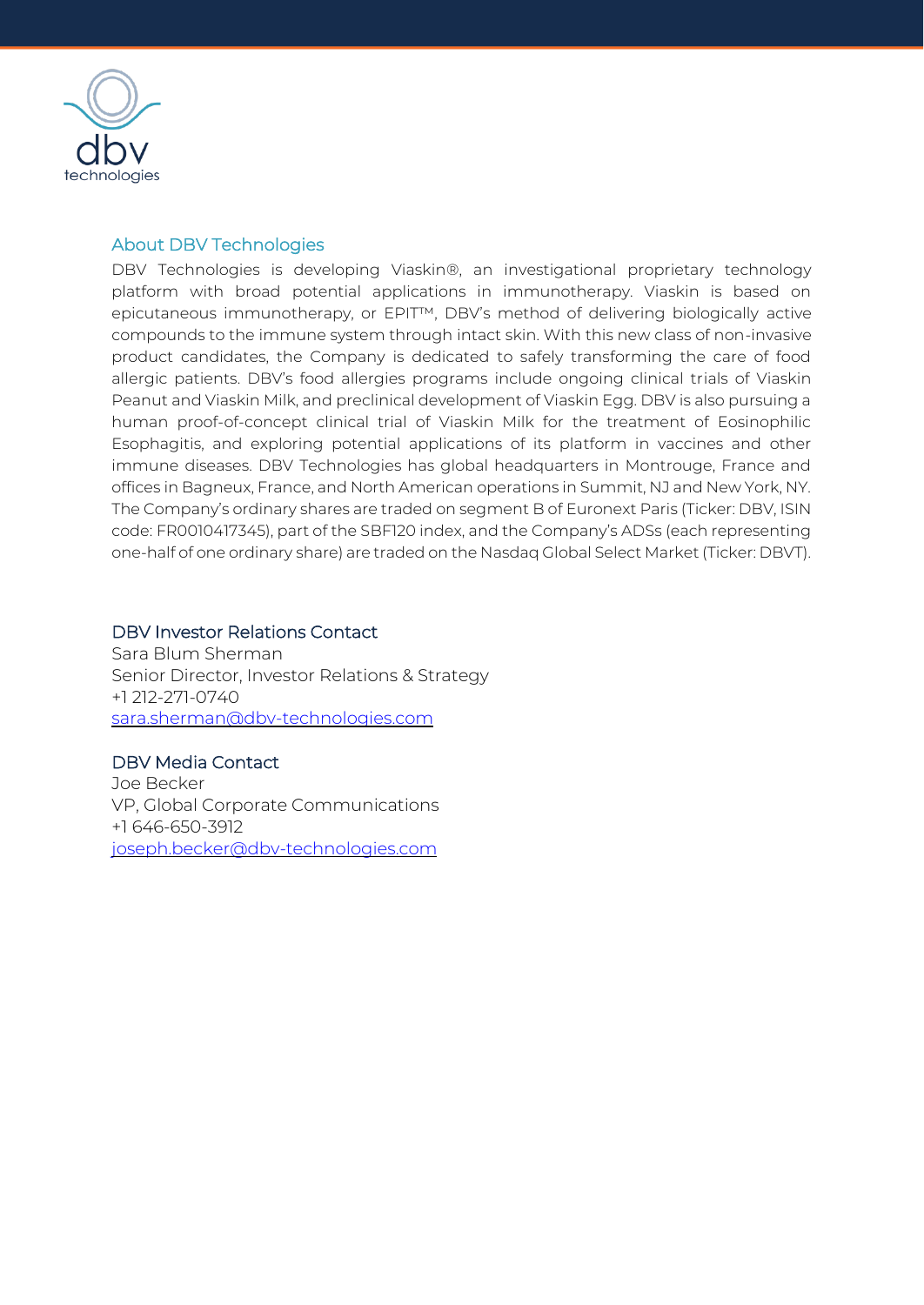## About DBV Technologies

DBV Technologies is developing Viaskin®, an investigational proprietary technology platform with broad potential applications in immunotherapy. Viaskin is based on epicutaneous immunotherapy, or EPIT™, DBV's method of delivering biologically active compounds to the immune system through intact skin. With this new class of non-invasive product candidates, the Company is dedicated to safely transforming the care of food allergic patients. DBV's food allergies programs include ongoing clinical trials of Viaskin Peanut and Viaskin Milk, and preclinical development of Viaskin Egg. DBV is also pursuing a human proof-of-concept clinical trial of Viaskin Milk for the treatment of Eosinophilic Esophagitis, and exploring potential applications of its platform in vaccines and other immune diseases. DBV Technologies has global headquarters in Montrouge, France and offices in Bagneux, France, and North American operations in Summit, NJ and New York, NY. The Company's ordinary shares are traded on segment B of Euronext Paris (Ticker: DBV, ISIN code: FR0010417345), part of the SBF120 index, and the Company's ADSs (each representing one-half of one ordinary share) are traded on the Nasdaq Global Select Market (Ticker: DBVT).

### DBV Investor Relations Contact

Sara Blum Sherman
Senior Director, Investor Relations & Strategy
+1 212-271-0740
sara.sherman@dbv-technologies.com

### DBV Media Contact

Joe Becker
VP, Global Corporate Communications
+1 646-650-3912
joseph.becker@dbv-technologies.com